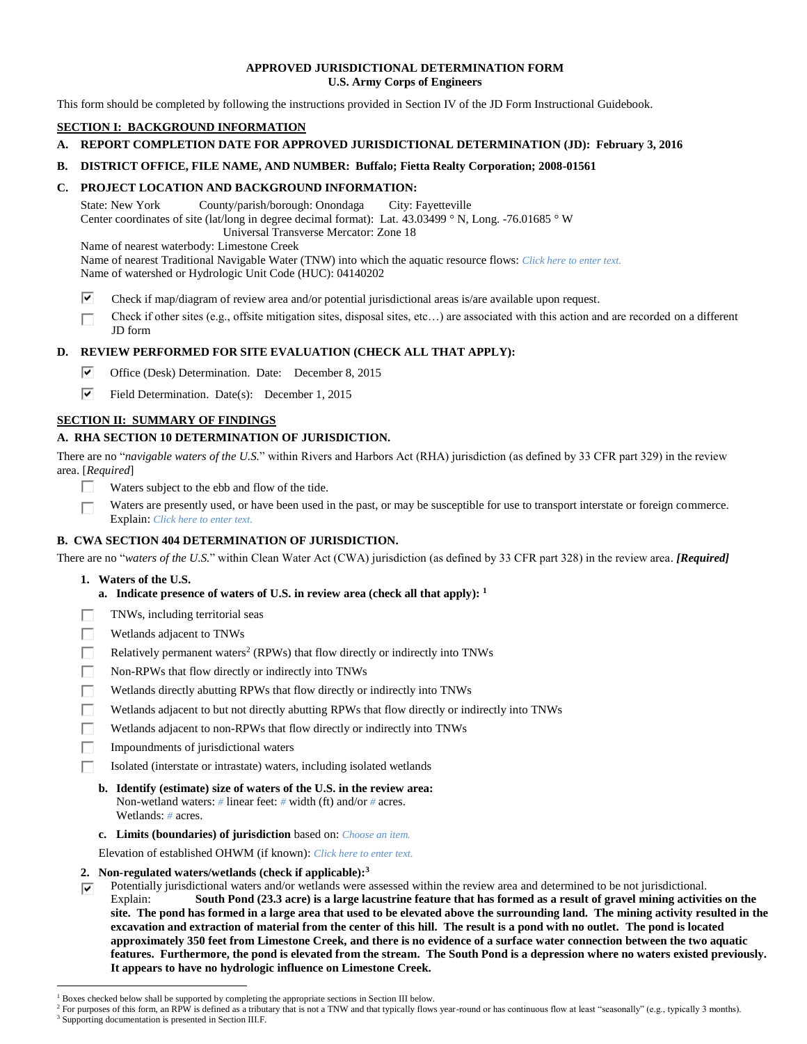**APPROVED JURISDICTIONAL DETERMINATION FORM**
**U.S. Army Corps of Engineers**

This form should be completed by following the instructions provided in Section IV of the JD Form Instructional Guidebook.

## SECTION I: BACKGROUND INFORMATION

**A. REPORT COMPLETION DATE FOR APPROVED JURISDICTIONAL DETERMINATION (JD): February 3, 2016**

**B. DISTRICT OFFICE, FILE NAME, AND NUMBER: Buffalo; Fietta Realty Corporation; 2008-01561**

**C. PROJECT LOCATION AND BACKGROUND INFORMATION:**

State: New York County/parish/borough: Onondaga City: Fayetteville
Center coordinates of site (lat/long in degree decimal format): Lat. 43.03499 ° N, Long. -76.01685 ° W
Universal Transverse Mercator: Zone 18
Name of nearest waterbody: Limestone Creek
Name of nearest Traditional Navigable Water (TNW) into which the aquatic resource flows: *Click here to enter text.*
Name of watershed or Hydrologic Unit Code (HUC): 04140202

☑ Check if map/diagram of review area and/or potential jurisdictional areas is/are available upon request.
☐ Check if other sites (e.g., offsite mitigation sites, disposal sites, etc…) are associated with this action and are recorded on a different JD form

**D. REVIEW PERFORMED FOR SITE EVALUATION (CHECK ALL THAT APPLY):**

☑ Office (Desk) Determination. Date: December 8, 2015
☑ Field Determination. Date(s): December 1, 2015

## SECTION II: SUMMARY OF FINDINGS

**A. RHA SECTION 10 DETERMINATION OF JURISDICTION.**

There are no "*navigable waters of the U.S.*" within Rivers and Harbors Act (RHA) jurisdiction (as defined by 33 CFR part 329) in the review area. [*Required*]

☐ Waters subject to the ebb and flow of the tide.
☐ Waters are presently used, or have been used in the past, or may be susceptible for use to transport interstate or foreign commerce. Explain: *Click here to enter text.*

**B. CWA SECTION 404 DETERMINATION OF JURISDICTION.**

There are no "*waters of the U.S.*" within Clean Water Act (CWA) jurisdiction (as defined by 33 CFR part 328) in the review area. ***[Required]***

**1. Waters of the U.S.**

**a. Indicate presence of waters of U.S. in review area (check all that apply):** [1]

☐ TNWs, including territorial seas
☐ Wetlands adjacent to TNWs
☐ Relatively permanent waters[2] (RPWs) that flow directly or indirectly into TNWs
☐ Non-RPWs that flow directly or indirectly into TNWs
☐ Wetlands directly abutting RPWs that flow directly or indirectly into TNWs
☐ Wetlands adjacent to but not directly abutting RPWs that flow directly or indirectly into TNWs
☐ Wetlands adjacent to non-RPWs that flow directly or indirectly into TNWs
☐ Impoundments of jurisdictional waters
☐ Isolated (interstate or intrastate) waters, including isolated wetlands

**b. Identify (estimate) size of waters of the U.S. in the review area:**
Non-wetland waters: *#* linear feet: *#* width (ft) and/or *#* acres.
Wetlands: *#* acres.

**c. Limits (boundaries) of jurisdiction** based on: *Choose an item.*

Elevation of established OHWM (if known): *Click here to enter text.*

**2. Non-regulated waters/wetlands (check if applicable):**[3]

☑ Potentially jurisdictional waters and/or wetlands were assessed within the review area and determined to be not jurisdictional.
Explain: **South Pond (23.3 acre) is a large lacustrine feature that has formed as a result of gravel mining activities on the site. The pond has formed in a large area that used to be elevated above the surrounding land. The mining activity resulted in the excavation and extraction of material from the center of this hill. The result is a pond with no outlet. The pond is located approximately 350 feet from Limestone Creek, and there is no evidence of a surface water connection between the two aquatic features. Furthermore, the pond is elevated from the stream. The South Pond is a depression where no waters existed previously. It appears to have no hydrologic influence on Limestone Creek.**

---

[1] Boxes checked below shall be supported by completing the appropriate sections in Section III below.
[2] For purposes of this form, an RPW is defined as a tributary that is not a TNW and that typically flows year-round or has continuous flow at least "seasonally" (e.g., typically 3 months).
[3] Supporting documentation is presented in Section III.F.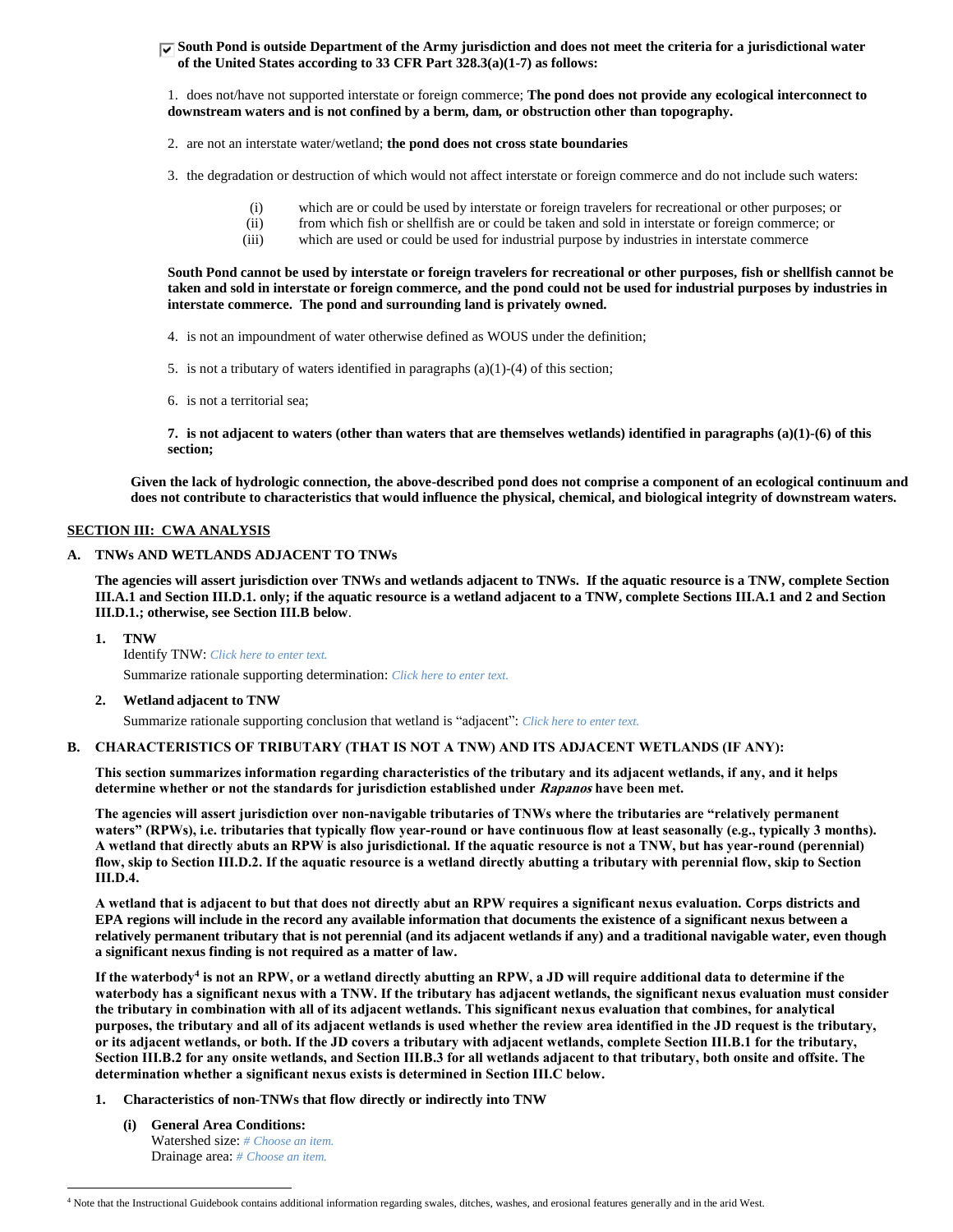☑ **South Pond is outside Department of the Army jurisdiction and does not meet the criteria for a jurisdictional water of the United States according to 33 CFR Part 328.3(a)(1-7) as follows:**

1. does not/have not supported interstate or foreign commerce; **The pond does not provide any ecological interconnect to downstream waters and is not confined by a berm, dam, or obstruction other than topography.**

2. are not an interstate water/wetland; **the pond does not cross state boundaries**

3. the degradation or destruction of which would not affect interstate or foreign commerce and do not include such waters:

   (i) which are or could be used by interstate or foreign travelers for recreational or other purposes; or
   (ii) from which fish or shellfish are or could be taken and sold in interstate or foreign commerce; or
   (iii) which are used or could be used for industrial purpose by industries in interstate commerce

**South Pond cannot be used by interstate or foreign travelers for recreational or other purposes, fish or shellfish cannot be taken and sold in interstate or foreign commerce, and the pond could not be used for industrial purposes by industries in interstate commerce. The pond and surrounding land is privately owned.**

4. is not an impoundment of water otherwise defined as WOUS under the definition;

5. is not a tributary of waters identified in paragraphs (a)(1)-(4) of this section;

6. is not a territorial sea;

**7. is not adjacent to waters (other than waters that are themselves wetlands) identified in paragraphs (a)(1)-(6) of this section;**

**Given the lack of hydrologic connection, the above-described pond does not comprise a component of an ecological continuum and does not contribute to characteristics that would influence the physical, chemical, and biological integrity of downstream waters.**

## SECTION III: CWA ANALYSIS

### A. TNWs AND WETLANDS ADJACENT TO TNWs

**The agencies will assert jurisdiction over TNWs and wetlands adjacent to TNWs. If the aquatic resource is a TNW, complete Section III.A.1 and Section III.D.1. only; if the aquatic resource is a wetland adjacent to a TNW, complete Sections III.A.1 and 2 and Section III.D.1.; otherwise, see Section III.B below.**

1. **TNW**
   Identify TNW: *Click here to enter text.*
   Summarize rationale supporting determination: *Click here to enter text.*

2. **Wetland adjacent to TNW**
   Summarize rationale supporting conclusion that wetland is "adjacent": *Click here to enter text.*

### B. CHARACTERISTICS OF TRIBUTARY (THAT IS NOT A TNW) AND ITS ADJACENT WETLANDS (IF ANY):

**This section summarizes information regarding characteristics of the tributary and its adjacent wetlands, if any, and it helps determine whether or not the standards for jurisdiction established under *Rapanos* have been met.**

**The agencies will assert jurisdiction over non-navigable tributaries of TNWs where the tributaries are "relatively permanent waters" (RPWs), i.e. tributaries that typically flow year-round or have continuous flow at least seasonally (e.g., typically 3 months). A wetland that directly abuts an RPW is also jurisdictional. If the aquatic resource is not a TNW, but has year-round (perennial) flow, skip to Section III.D.2. If the aquatic resource is a wetland directly abutting a tributary with perennial flow, skip to Section III.D.4.**

**A wetland that is adjacent to but that does not directly abut an RPW requires a significant nexus evaluation. Corps districts and EPA regions will include in the record any available information that documents the existence of a significant nexus between a relatively permanent tributary that is not perennial (and its adjacent wetlands if any) and a traditional navigable water, even though a significant nexus finding is not required as a matter of law.**

**If the waterbody[4] is not an RPW, or a wetland directly abutting an RPW, a JD will require additional data to determine if the waterbody has a significant nexus with a TNW. If the tributary has adjacent wetlands, the significant nexus evaluation must consider the tributary in combination with all of its adjacent wetlands. This significant nexus evaluation that combines, for analytical purposes, the tributary and all of its adjacent wetlands is used whether the review area identified in the JD request is the tributary, or its adjacent wetlands, or both. If the JD covers a tributary with adjacent wetlands, complete Section III.B.1 for the tributary, Section III.B.2 for any onsite wetlands, and Section III.B.3 for all wetlands adjacent to that tributary, both onsite and offsite. The determination whether a significant nexus exists is determined in Section III.C below.**

1. **Characteristics of non-TNWs that flow directly or indirectly into TNW**

   (i) **General Area Conditions:**
   Watershed size: *# Choose an item.*
   Drainage area: *# Choose an item.*

[4] Note that the Instructional Guidebook contains additional information regarding swales, ditches, washes, and erosional features generally and in the arid West.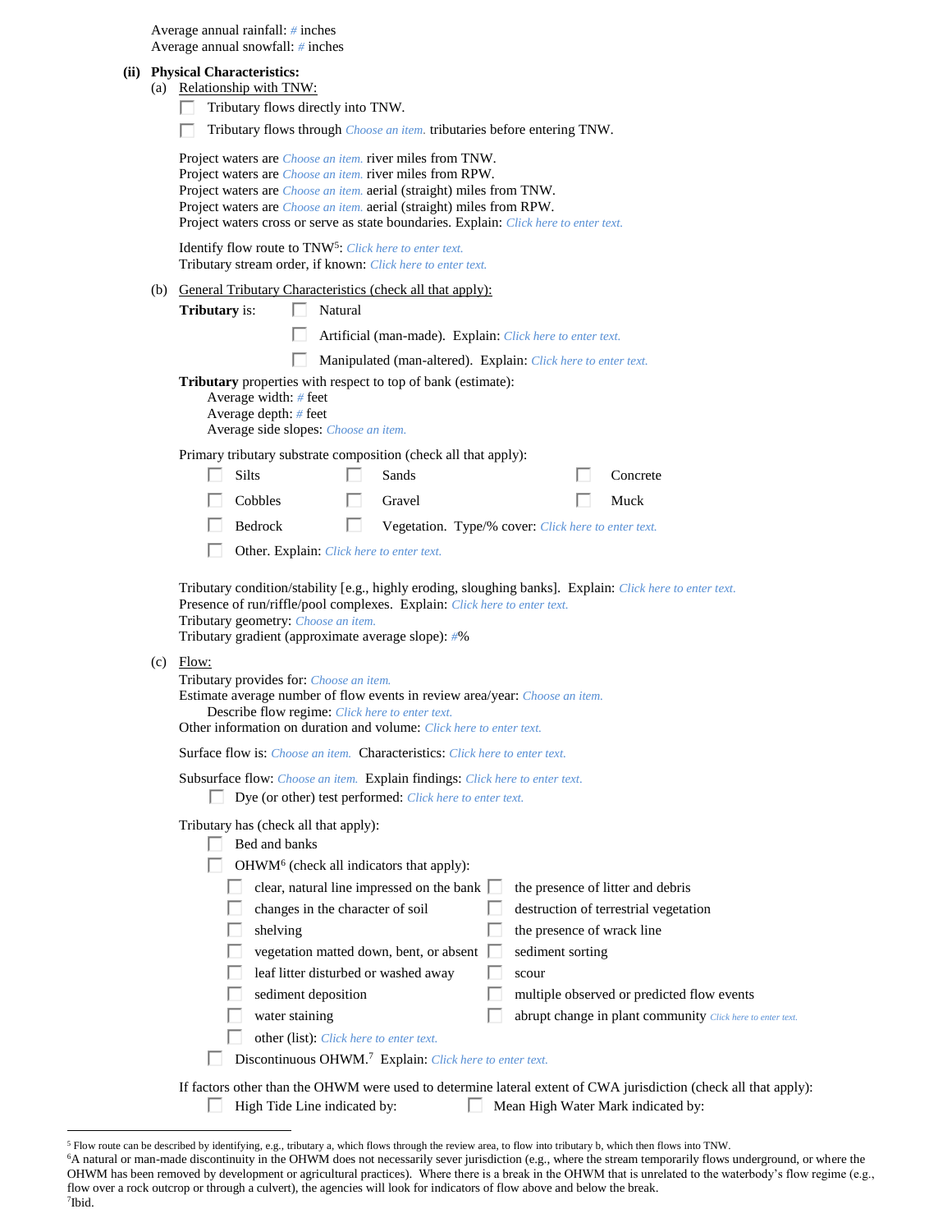Average annual rainfall: # inches
Average annual snowfall: # inches

**(ii) Physical Characteristics:**

(a) Relationship with TNW:

- ☐ Tributary flows directly into TNW.
- ☐ Tributary flows through Choose an item. tributaries before entering TNW.

Project waters are Choose an item. river miles from TNW.
Project waters are Choose an item. river miles from RPW.
Project waters are Choose an item. aerial (straight) miles from TNW.
Project waters are Choose an item. aerial (straight) miles from RPW.
Project waters cross or serve as state boundaries. Explain: Click here to enter text.

Identify flow route to TNW[5]: Click here to enter text.
Tributary stream order, if known: Click here to enter text.

(b) General Tributary Characteristics (check all that apply):

**Tributary** is:
- ☐ Natural
- ☐ Artificial (man-made). Explain: Click here to enter text.
- ☐ Manipulated (man-altered). Explain: Click here to enter text.

**Tributary** properties with respect to top of bank (estimate):
Average width: # feet
Average depth: # feet
Average side slopes: Choose an item.

Primary tributary substrate composition (check all that apply):

- ☐ Silts
- ☐ Sands
- ☐ Concrete
- ☐ Cobbles
- ☐ Gravel
- ☐ Muck
- ☐ Bedrock
- ☐ Vegetation. Type/% cover: Click here to enter text.
- ☐ Other. Explain: Click here to enter text.

Tributary condition/stability [e.g., highly eroding, sloughing banks]. Explain: Click here to enter text.
Presence of run/riffle/pool complexes. Explain: Click here to enter text.
Tributary geometry: Choose an item.
Tributary gradient (approximate average slope): #%

(c) Flow:

Tributary provides for: Choose an item.
Estimate average number of flow events in review area/year: Choose an item.
Describe flow regime: Click here to enter text.
Other information on duration and volume: Click here to enter text.

Surface flow is: Choose an item. Characteristics: Click here to enter text.

Subsurface flow: Choose an item. Explain findings: Click here to enter text.
- ☐ Dye (or other) test performed: Click here to enter text.

Tributary has (check all that apply):
- ☐ Bed and banks
- ☐ OHWM[6] (check all indicators that apply):
  - ☐ clear, natural line impressed on the bank
  - ☐ the presence of litter and debris
  - ☐ changes in the character of soil
  - ☐ destruction of terrestrial vegetation
  - ☐ shelving
  - ☐ the presence of wrack line
  - ☐ vegetation matted down, bent, or absent
  - ☐ sediment sorting
  - ☐ leaf litter disturbed or washed away
  - ☐ scour
  - ☐ sediment deposition
  - ☐ multiple observed or predicted flow events
  - ☐ water staining
  - ☐ abrupt change in plant community Click here to enter text.
  - ☐ other (list): Click here to enter text.
- ☐ Discontinuous OHWM.[7] Explain: Click here to enter text.

If factors other than the OHWM were used to determine lateral extent of CWA jurisdiction (check all that apply):
- ☐ High Tide Line indicated by:
- ☐ Mean High Water Mark indicated by:

---

[5] Flow route can be described by identifying, e.g., tributary a, which flows through the review area, to flow into tributary b, which then flows into TNW.
[6] A natural or man-made discontinuity in the OHWM does not necessarily sever jurisdiction (e.g., where the stream temporarily flows underground, or where the OHWM has been removed by development or agricultural practices). Where there is a break in the OHWM that is unrelated to the waterbody's flow regime (e.g., flow over a rock outcrop or through a culvert), the agencies will look for indicators of flow above and below the break.
[7] Ibid.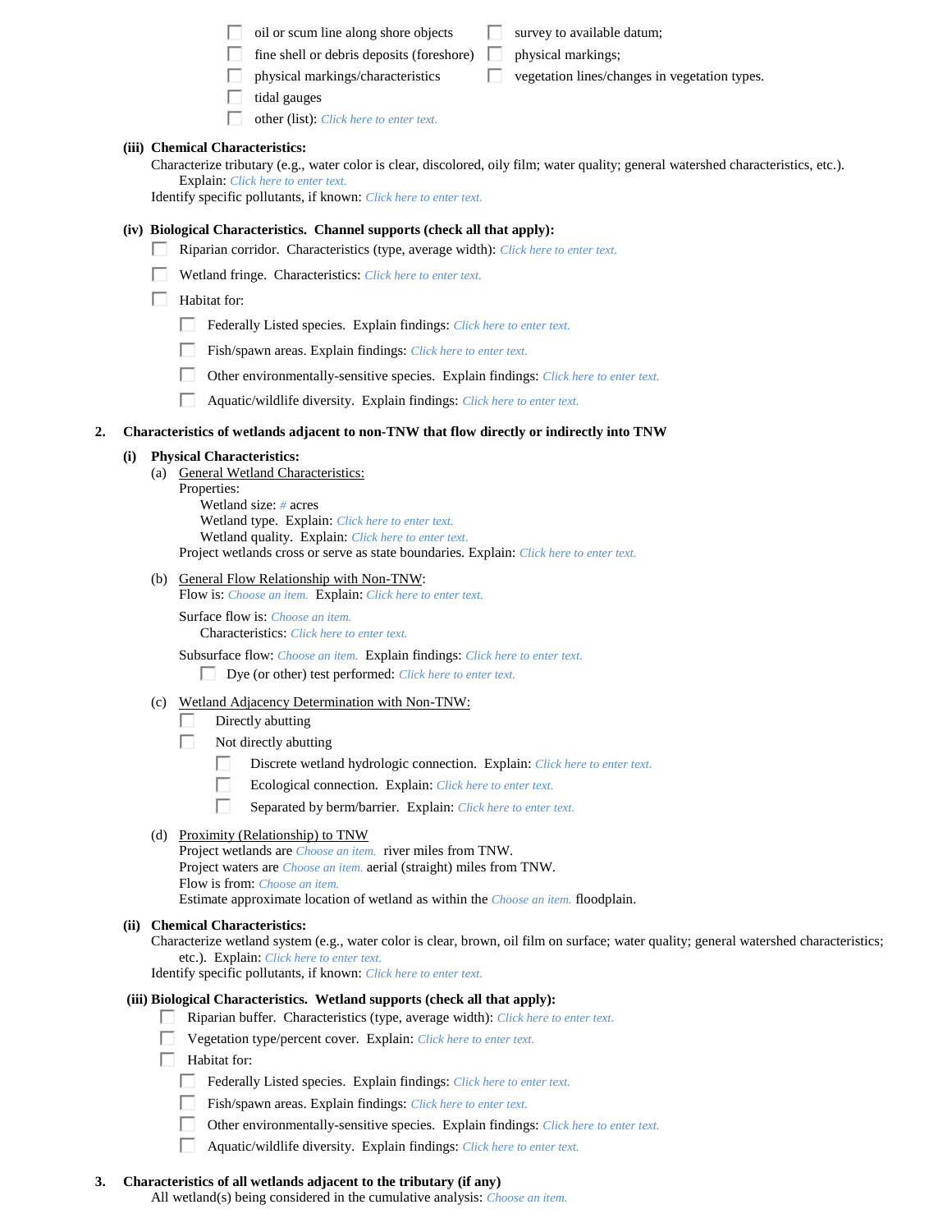- ☐ oil or scum line along shore objects
- ☐ fine shell or debris deposits (foreshore)
- ☐ physical markings/characteristics
- ☐ tidal gauges
- ☐ other (list): Click here to enter text.
- ☐ survey to available datum;
- ☐ physical markings;
- ☐ vegetation lines/changes in vegetation types.

**(iii) Chemical Characteristics:**

Characterize tributary (e.g., water color is clear, discolored, oily film; water quality; general watershed characteristics, etc.).
Explain: Click here to enter text.

Identify specific pollutants, if known: Click here to enter text.

**(iv) Biological Characteristics. Channel supports (check all that apply):**

- ☐ Riparian corridor. Characteristics (type, average width): Click here to enter text.
- ☐ Wetland fringe. Characteristics: Click here to enter text.
- ☐ Habitat for:
  - ☐ Federally Listed species. Explain findings: Click here to enter text.
  - ☐ Fish/spawn areas. Explain findings: Click here to enter text.
  - ☐ Other environmentally-sensitive species. Explain findings: Click here to enter text.
  - ☐ Aquatic/wildlife diversity. Explain findings: Click here to enter text.

**2. Characteristics of wetlands adjacent to non-TNW that flow directly or indirectly into TNW**

**(i) Physical Characteristics:**

(a) General Wetland Characteristics:

Properties:

Wetland size: # acres

Wetland type. Explain: Click here to enter text.

Wetland quality. Explain: Click here to enter text.

Project wetlands cross or serve as state boundaries. Explain: Click here to enter text.

(b) General Flow Relationship with Non-TNW:

Flow is: Choose an item. Explain: Click here to enter text.

Surface flow is: Choose an item.

Characteristics: Click here to enter text.

Subsurface flow: Choose an item. Explain findings: Click here to enter text.

- ☐ Dye (or other) test performed: Click here to enter text.

(c) Wetland Adjacency Determination with Non-TNW:

- ☐ Directly abutting
- ☐ Not directly abutting
  - ☐ Discrete wetland hydrologic connection. Explain: Click here to enter text.
  - ☐ Ecological connection. Explain: Click here to enter text.
  - ☐ Separated by berm/barrier. Explain: Click here to enter text.

(d) Proximity (Relationship) to TNW

Project wetlands are Choose an item. river miles from TNW.

Project waters are Choose an item. aerial (straight) miles from TNW.

Flow is from: Choose an item.

Estimate approximate location of wetland as within the Choose an item. floodplain.

**(ii) Chemical Characteristics:**

Characterize wetland system (e.g., water color is clear, brown, oil film on surface; water quality; general watershed characteristics; etc.). Explain: Click here to enter text.

Identify specific pollutants, if known: Click here to enter text.

**(iii) Biological Characteristics. Wetland supports (check all that apply):**

- ☐ Riparian buffer. Characteristics (type, average width): Click here to enter text.
- ☐ Vegetation type/percent cover. Explain: Click here to enter text.
- ☐ Habitat for:
  - ☐ Federally Listed species. Explain findings: Click here to enter text.
  - ☐ Fish/spawn areas. Explain findings: Click here to enter text.
  - ☐ Other environmentally-sensitive species. Explain findings: Click here to enter text.
  - ☐ Aquatic/wildlife diversity. Explain findings: Click here to enter text.

**3. Characteristics of all wetlands adjacent to the tributary (if any)**

All wetland(s) being considered in the cumulative analysis: Choose an item.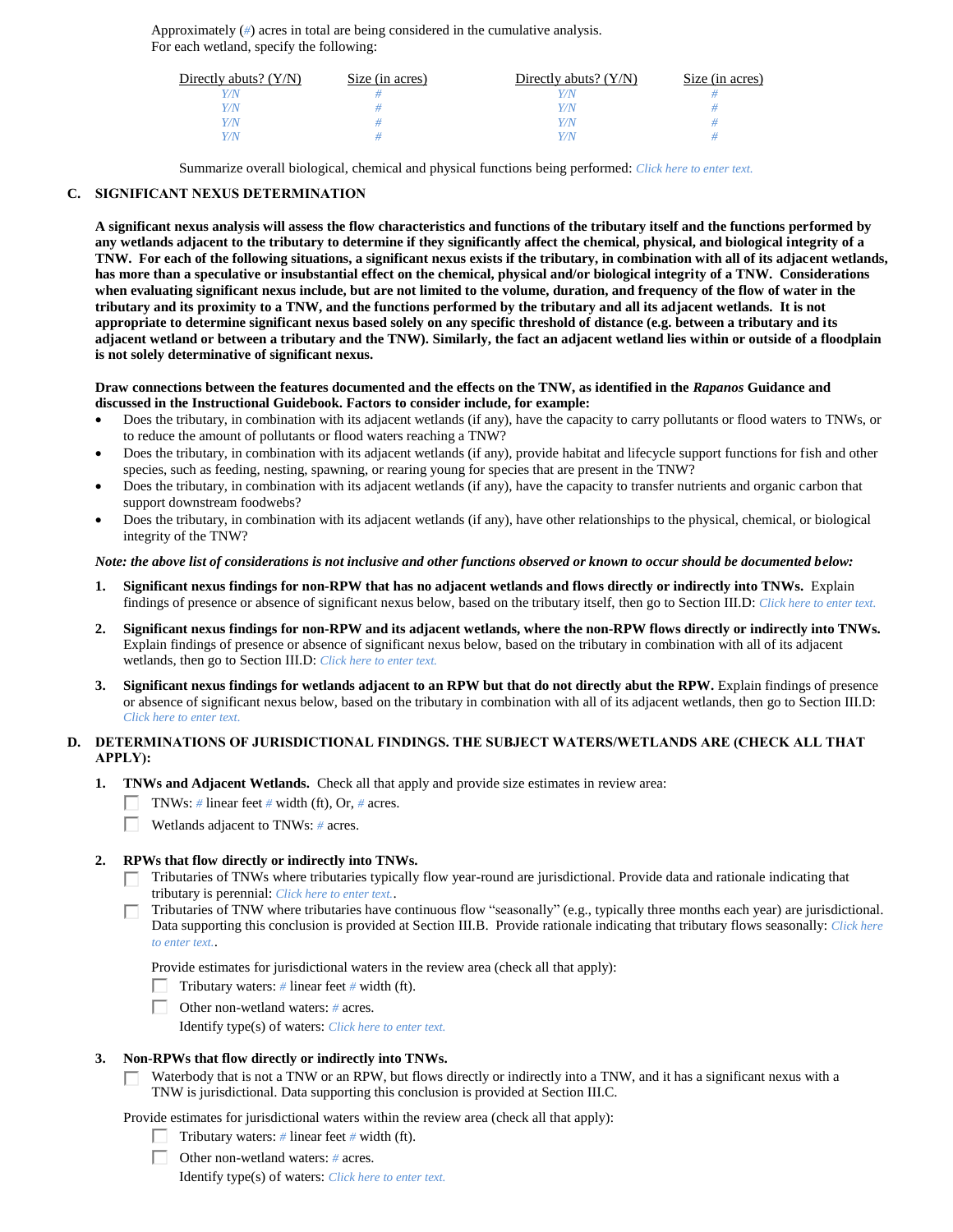Approximately (#) acres in total are being considered in the cumulative analysis.
For each wetland, specify the following:

| Directly abuts? (Y/N) | Size (in acres) | Directly abuts? (Y/N) | Size (in acres) |
|---|---|---|---|
| Y/N | # | Y/N | # |
| Y/N | # | Y/N | # |
| Y/N | # | Y/N | # |
| Y/N | # | Y/N | # |

Summarize overall biological, chemical and physical functions being performed: Click here to enter text.

## C. SIGNIFICANT NEXUS DETERMINATION

**A significant nexus analysis will assess the flow characteristics and functions of the tributary itself and the functions performed by any wetlands adjacent to the tributary to determine if they significantly affect the chemical, physical, and biological integrity of a TNW. For each of the following situations, a significant nexus exists if the tributary, in combination with all of its adjacent wetlands, has more than a speculative or insubstantial effect on the chemical, physical and/or biological integrity of a TNW. Considerations when evaluating significant nexus include, but are not limited to the volume, duration, and frequency of the flow of water in the tributary and its proximity to a TNW, and the functions performed by the tributary and all its adjacent wetlands. It is not appropriate to determine significant nexus based solely on any specific threshold of distance (e.g. between a tributary and its adjacent wetland or between a tributary and the TNW). Similarly, the fact an adjacent wetland lies within or outside of a floodplain is not solely determinative of significant nexus.**

**Draw connections between the features documented and the effects on the TNW, as identified in the *Rapanos* Guidance and discussed in the Instructional Guidebook. Factors to consider include, for example:**

- Does the tributary, in combination with its adjacent wetlands (if any), have the capacity to carry pollutants or flood waters to TNWs, or to reduce the amount of pollutants or flood waters reaching a TNW?
- Does the tributary, in combination with its adjacent wetlands (if any), provide habitat and lifecycle support functions for fish and other species, such as feeding, nesting, spawning, or rearing young for species that are present in the TNW?
- Does the tributary, in combination with its adjacent wetlands (if any), have the capacity to transfer nutrients and organic carbon that support downstream foodwebs?
- Does the tributary, in combination with its adjacent wetlands (if any), have other relationships to the physical, chemical, or biological integrity of the TNW?

***Note: the above list of considerations is not inclusive and other functions observed or known to occur should be documented below:***

1. **Significant nexus findings for non-RPW that has no adjacent wetlands and flows directly or indirectly into TNWs.** Explain findings of presence or absence of significant nexus below, based on the tributary itself, then go to Section III.D: Click here to enter text.

2. **Significant nexus findings for non-RPW and its adjacent wetlands, where the non-RPW flows directly or indirectly into TNWs.** Explain findings of presence or absence of significant nexus below, based on the tributary in combination with all of its adjacent wetlands, then go to Section III.D: Click here to enter text.

3. **Significant nexus findings for wetlands adjacent to an RPW but that do not directly abut the RPW.** Explain findings of presence or absence of significant nexus below, based on the tributary in combination with all of its adjacent wetlands, then go to Section III.D: Click here to enter text.

## D. DETERMINATIONS OF JURISDICTIONAL FINDINGS. THE SUBJECT WATERS/WETLANDS ARE (CHECK ALL THAT APPLY):

1. **TNWs and Adjacent Wetlands.** Check all that apply and provide size estimates in review area:
   - ☐ TNWs: # linear feet # width (ft), Or, # acres.
   - ☐ Wetlands adjacent to TNWs: # acres.

2. **RPWs that flow directly or indirectly into TNWs.**
   - ☐ Tributaries of TNWs where tributaries typically flow year-round are jurisdictional. Provide data and rationale indicating that tributary is perennial: Click here to enter text..
   - ☐ Tributaries of TNW where tributaries have continuous flow "seasonally" (e.g., typically three months each year) are jurisdictional. Data supporting this conclusion is provided at Section III.B. Provide rationale indicating that tributary flows seasonally: Click here to enter text..

   Provide estimates for jurisdictional waters in the review area (check all that apply):
   - ☐ Tributary waters: # linear feet # width (ft).
   - ☐ Other non-wetland waters: # acres.
     Identify type(s) of waters: Click here to enter text.

3. **Non-RPWs that flow directly or indirectly into TNWs.**
   - ☐ Waterbody that is not a TNW or an RPW, but flows directly or indirectly into a TNW, and it has a significant nexus with a TNW is jurisdictional. Data supporting this conclusion is provided at Section III.C.

   Provide estimates for jurisdictional waters within the review area (check all that apply):
   - ☐ Tributary waters: # linear feet # width (ft).
   - ☐ Other non-wetland waters: # acres.
     Identify type(s) of waters: Click here to enter text.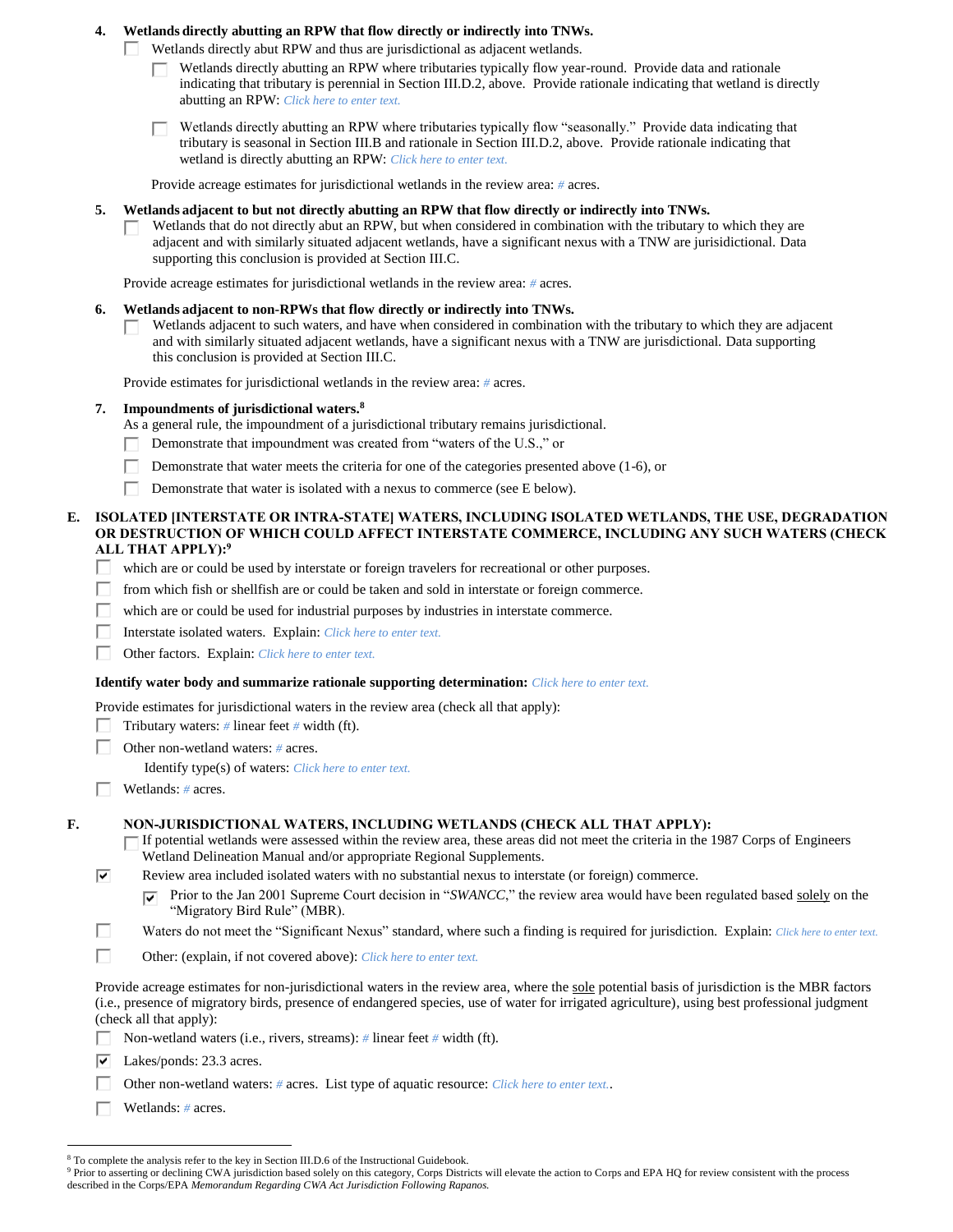4. **Wetlands directly abutting an RPW that flow directly or indirectly into TNWs.**

   ☐ Wetlands directly abut RPW and thus are jurisdictional as adjacent wetlands.

   ☐ Wetlands directly abutting an RPW where tributaries typically flow year-round. Provide data and rationale indicating that tributary is perennial in Section III.D.2, above. Provide rationale indicating that wetland is directly abutting an RPW: *Click here to enter text.*

   ☐ Wetlands directly abutting an RPW where tributaries typically flow "seasonally." Provide data indicating that tributary is seasonal in Section III.B and rationale in Section III.D.2, above. Provide rationale indicating that wetland is directly abutting an RPW: *Click here to enter text.*

   Provide acreage estimates for jurisdictional wetlands in the review area: # acres.

5. **Wetlands adjacent to but not directly abutting an RPW that flow directly or indirectly into TNWs.**

   ☐ Wetlands that do not directly abut an RPW, but when considered in combination with the tributary to which they are adjacent and with similarly situated adjacent wetlands, have a significant nexus with a TNW are jurisidictional. Data supporting this conclusion is provided at Section III.C.

   Provide acreage estimates for jurisdictional wetlands in the review area: # acres.

6. **Wetlands adjacent to non-RPWs that flow directly or indirectly into TNWs.**

   ☐ Wetlands adjacent to such waters, and have when considered in combination with the tributary to which they are adjacent and with similarly situated adjacent wetlands, have a significant nexus with a TNW are jurisdictional. Data supporting this conclusion is provided at Section III.C.

   Provide estimates for jurisdictional wetlands in the review area: # acres.

7. **Impoundments of jurisdictional waters.**[8]

   As a general rule, the impoundment of a jurisdictional tributary remains jurisdictional.

   ☐ Demonstrate that impoundment was created from "waters of the U.S.," or

   ☐ Demonstrate that water meets the criteria for one of the categories presented above (1-6), or

   ☐ Demonstrate that water is isolated with a nexus to commerce (see E below).

**E. ISOLATED [INTERSTATE OR INTRA-STATE] WATERS, INCLUDING ISOLATED WETLANDS, THE USE, DEGRADATION OR DESTRUCTION OF WHICH COULD AFFECT INTERSTATE COMMERCE, INCLUDING ANY SUCH WATERS (CHECK ALL THAT APPLY):**[9]

☐ which are or could be used by interstate or foreign travelers for recreational or other purposes.

☐ from which fish or shellfish are or could be taken and sold in interstate or foreign commerce.

☐ which are or could be used for industrial purposes by industries in interstate commerce.

☐ Interstate isolated waters. Explain: *Click here to enter text.*

☐ Other factors. Explain: *Click here to enter text.*

**Identify water body and summarize rationale supporting determination:** *Click here to enter text.*

Provide estimates for jurisdictional waters in the review area (check all that apply):

☐ Tributary waters: # linear feet # width (ft).

☐ Other non-wetland waters: # acres.

   Identify type(s) of waters: *Click here to enter text.*

☐ Wetlands: # acres.

**F. NON-JURISDICTIONAL WATERS, INCLUDING WETLANDS (CHECK ALL THAT APPLY):**

☐ If potential wetlands were assessed within the review area, these areas did not meet the criteria in the 1987 Corps of Engineers Wetland Delineation Manual and/or appropriate Regional Supplements.

☑ Review area included isolated waters with no substantial nexus to interstate (or foreign) commerce.

   ☑ Prior to the Jan 2001 Supreme Court decision in "*SWANCC*," the review area would have been regulated based solely on the "Migratory Bird Rule" (MBR).

☐ Waters do not meet the "Significant Nexus" standard, where such a finding is required for jurisdiction. Explain: *Click here to enter text.*

☐ Other: (explain, if not covered above): *Click here to enter text.*

Provide acreage estimates for non-jurisdictional waters in the review area, where the sole potential basis of jurisdiction is the MBR factors (i.e., presence of migratory birds, presence of endangered species, use of water for irrigated agriculture), using best professional judgment (check all that apply):

☐ Non-wetland waters (i.e., rivers, streams): # linear feet # width (ft).

☑ Lakes/ponds: 23.3 acres.

☐ Other non-wetland waters: # acres. List type of aquatic resource: *Click here to enter text.*.

☐ Wetlands: # acres.

---

[8] To complete the analysis refer to the key in Section III.D.6 of the Instructional Guidebook.

[9] Prior to asserting or declining CWA jurisdiction based solely on this category, Corps Districts will elevate the action to Corps and EPA HQ for review consistent with the process described in the Corps/EPA *Memorandum Regarding CWA Act Jurisdiction Following Rapanos.*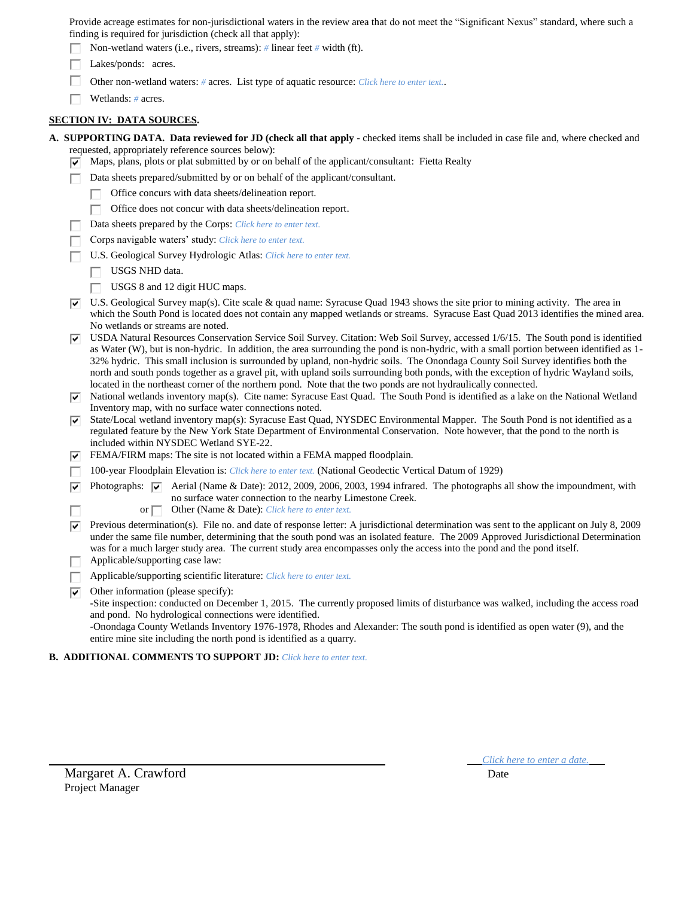Provide acreage estimates for non-jurisdictional waters in the review area that do not meet the "Significant Nexus" standard, where such a finding is required for jurisdiction (check all that apply):

- ☐ Non-wetland waters (i.e., rivers, streams): # linear feet # width (ft).
- ☐ Lakes/ponds: acres.
- ☐ Other non-wetland waters: # acres. List type of aquatic resource: Click here to enter text..
- ☐ Wetlands: # acres.

## SECTION IV: DATA SOURCES.

**A. SUPPORTING DATA. Data reviewed for JD (check all that apply** - checked items shall be included in case file and, where checked and requested, appropriately reference sources below):

- ☑ Maps, plans, plots or plat submitted by or on behalf of the applicant/consultant: Fietta Realty
- ☐ Data sheets prepared/submitted by or on behalf of the applicant/consultant.
  - ☐ Office concurs with data sheets/delineation report.
  - ☐ Office does not concur with data sheets/delineation report.
- ☐ Data sheets prepared by the Corps: Click here to enter text.
- ☐ Corps navigable waters' study: Click here to enter text.
- ☐ U.S. Geological Survey Hydrologic Atlas: Click here to enter text.
  - ☐ USGS NHD data.
  - ☐ USGS 8 and 12 digit HUC maps.
- ☑ U.S. Geological Survey map(s). Cite scale & quad name: Syracuse Quad 1943 shows the site prior to mining activity. The area in which the South Pond is located does not contain any mapped wetlands or streams. Syracuse East Quad 2013 identifies the mined area. No wetlands or streams are noted.
- ☑ USDA Natural Resources Conservation Service Soil Survey. Citation: Web Soil Survey, accessed 1/6/15. The South pond is identified as Water (W), but is non-hydric. In addition, the area surrounding the pond is non-hydric, with a small portion between identified as 1-32% hydric. This small inclusion is surrounded by upland, non-hydric soils. The Onondaga County Soil Survey identifies both the north and south ponds together as a gravel pit, with upland soils surrounding both ponds, with the exception of hydric Wayland soils, located in the northeast corner of the northern pond. Note that the two ponds are not hydraulically connected.
- ☑ National wetlands inventory map(s). Cite name: Syracuse East Quad. The South Pond is identified as a lake on the National Wetland Inventory map, with no surface water connections noted.
- ☑ State/Local wetland inventory map(s): Syracuse East Quad, NYSDEC Environmental Mapper. The South Pond is not identified as a regulated feature by the New York State Department of Environmental Conservation. Note however, that the pond to the north is included within NYSDEC Wetland SYE-22.
- ☑ FEMA/FIRM maps: The site is not located within a FEMA mapped floodplain.
- ☐ 100-year Floodplain Elevation is: Click here to enter text. (National Geodectic Vertical Datum of 1929)
- ☑ Photographs: ☑ Aerial (Name & Date): 2012, 2009, 2006, 2003, 1994 infrared. The photographs all show the impoundment, with no surface water connection to the nearby Limestone Creek.
  - or ☐ Other (Name & Date): Click here to enter text.
- ☑ Previous determination(s). File no. and date of response letter: A jurisdictional determination was sent to the applicant on July 8, 2009 under the same file number, determining that the south pond was an isolated feature. The 2009 Approved Jurisdictional Determination was for a much larger study area. The current study area encompasses only the access into the pond and the pond itself.
- ☐ Applicable/supporting case law:
- ☐ Applicable/supporting scientific literature: Click here to enter text.
- ☑ Other information (please specify):
  -Site inspection: conducted on December 1, 2015. The currently proposed limits of disturbance was walked, including the access road and pond. No hydrological connections were identified.
  -Onondaga County Wetlands Inventory 1976-1978, Rhodes and Alexander: The south pond is identified as open water (9), and the entire mine site including the north pond is identified as a quarry.

**B. ADDITIONAL COMMENTS TO SUPPORT JD:** Click here to enter text.

Margaret A. Crawford
Project Manager

Click here to enter a date.
Date